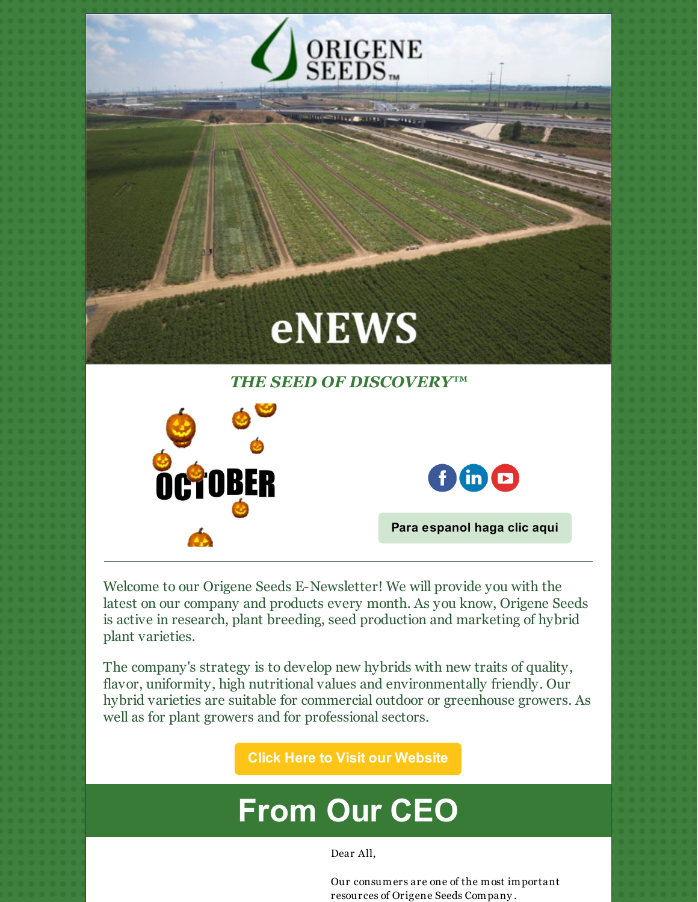ORIGENE SEEDS™

eNEWS

***THE SEED OF DISCOVERY™***

OCTOBER

Para espanol haga clic aqui

---

Welcome to our Origene Seeds E-Newsletter! We will provide you with the latest on our company and products every month. As you know, Origene Seeds is active in research, plant breeding, seed production and marketing of hybrid plant varieties.

The company's strategy is to develop new hybrids with new traits of quality, flavor, uniformity, high nutritional values and environmentally friendly. Our hybrid varieties are suitable for commercial outdoor or greenhouse growers. As well as for plant growers and for professional sectors.

**Click Here to Visit our Website**

# From Our CEO

Dear All,

Our consumers are one of the most important resources of Origene Seeds Company.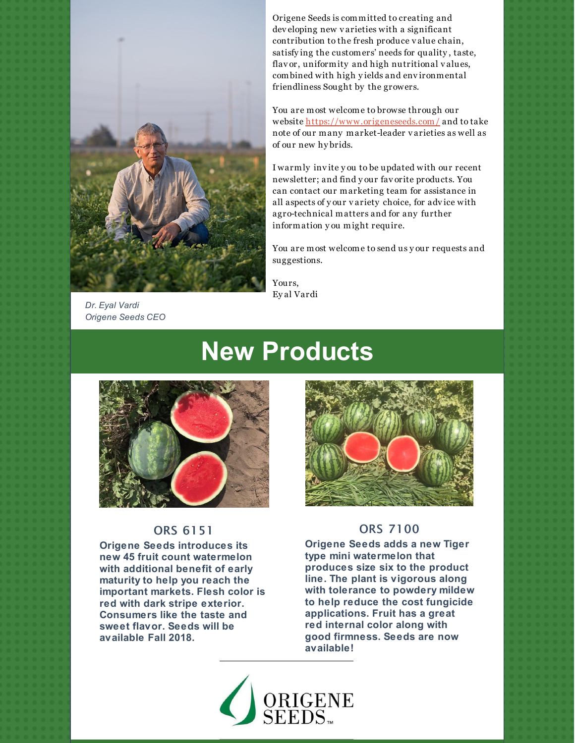*Dr. Eyal Vardi*
*Origene Seeds CEO*

Origene Seeds is committed to creating and developing new varieties with a significant contribution to the fresh produce value chain, satisfying the customers' needs for quality, taste, flavor, uniformity and high nutritional values, combined with high yields and environmental friendliness Sought by the growers.

You are most welcome to browse through our website https://www.origeneseeds.com/ and to take note of our many market-leader varieties as well as of our new hybrids.

I warmly invite you to be updated with our recent newsletter; and find your favorite products. You can contact our marketing team for assistance in all aspects of your variety choice, for advice with agro-technical matters and for any further information you might require.

You are most welcome to send us your requests and suggestions.

Yours,
Eyal Vardi

# New Products

## ORS 6151

**Origene Seeds introduces its new 45 fruit count watermelon with additional benefit of early maturity to help you reach the important markets. Flesh color is red with dark stripe exterior. Consumers like the taste and sweet flavor. Seeds will be available Fall 2018.**

## ORS 7100

**Origene Seeds adds a new Tiger type mini watermelon that produces size six to the product line. The plant is vigorous along with tolerance to powdery mildew to help reduce the cost fungicide applications. Fruit has a great red internal color along with good firmness. Seeds are now available!**

ORIGENE SEEDS™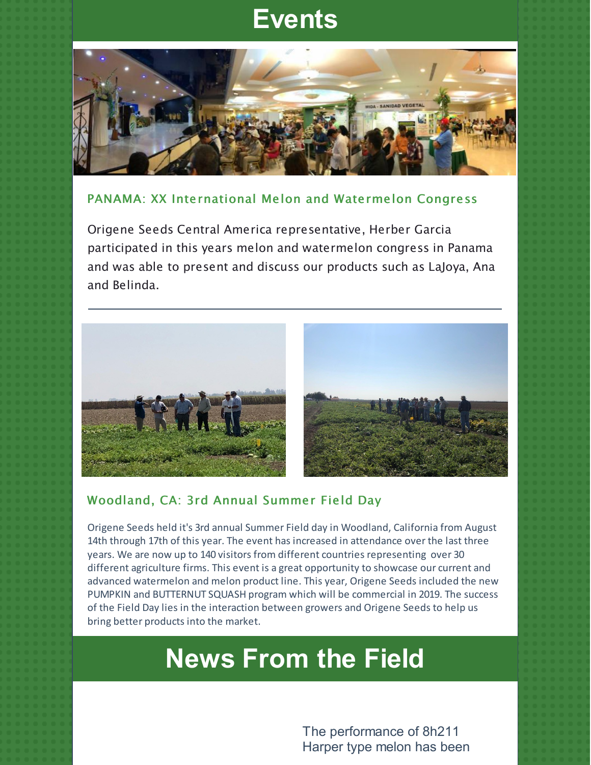# Events

### PANAMA: XX International Melon and Watermelon Congress

Origene Seeds Central America representative, Herber Garcia participated in this years melon and watermelon congress in Panama and was able to present and discuss our products such as LaJoya, Ana and Belinda.

---

### Woodland, CA: 3rd Annual Summer Field Day

Origene Seeds held it's 3rd annual Summer Field day in Woodland, California from August 14th through 17th of this year. The event has increased in attendance over the last three years. We are now up to 140 visitors from different countries representing over 30 different agriculture firms. This event is a great opportunity to showcase our current and advanced watermelon and melon product line. This year, Origene Seeds included the new PUMPKIN and BUTTERNUT SQUASH program which will be commercial in 2019. The success of the Field Day lies in the interaction between growers and Origene Seeds to help us bring better products into the market.

# News From the Field

The performance of 8h211 Harper type melon has been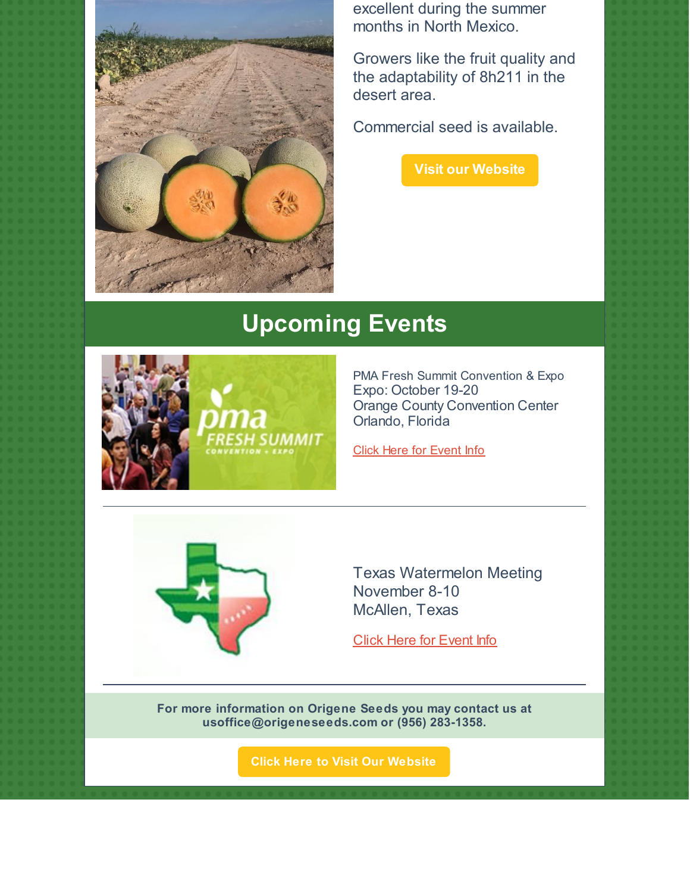excellent during the summer months in North Mexico.

Growers like the fruit quality and the adaptability of 8h211 in the desert area.

Commercial seed is available.

Visit our Website

## Upcoming Events

PMA Fresh Summit Convention & Expo
Expo: October 19-20
Orange County Convention Center
Orlando, Florida

Click Here for Event Info

---

Texas Watermelon Meeting
November 8-10
McAllen, Texas

Click Here for Event Info

---

**For more information on Origene Seeds you may contact us at usoffice@origeneseeds.com or (956) 283-1358.**

Click Here to Visit Our Website